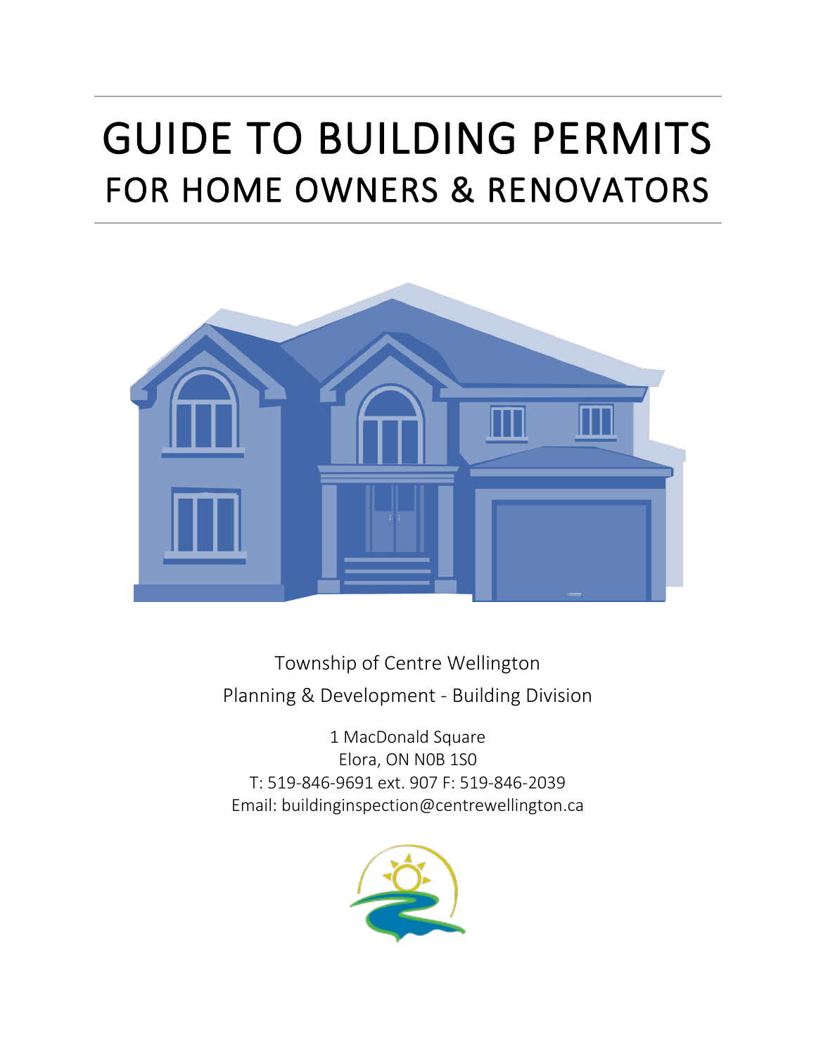# GUIDE TO BUILDING PERMITS
## FOR HOME OWNERS & RENOVATORS

Township of Centre Wellington

Planning & Development - Building Division

1 MacDonald Square
Elora, ON N0B 1S0
T: 519-846-9691 ext. 907 F: 519-846-2039
Email: buildinginspection@centrewellington.ca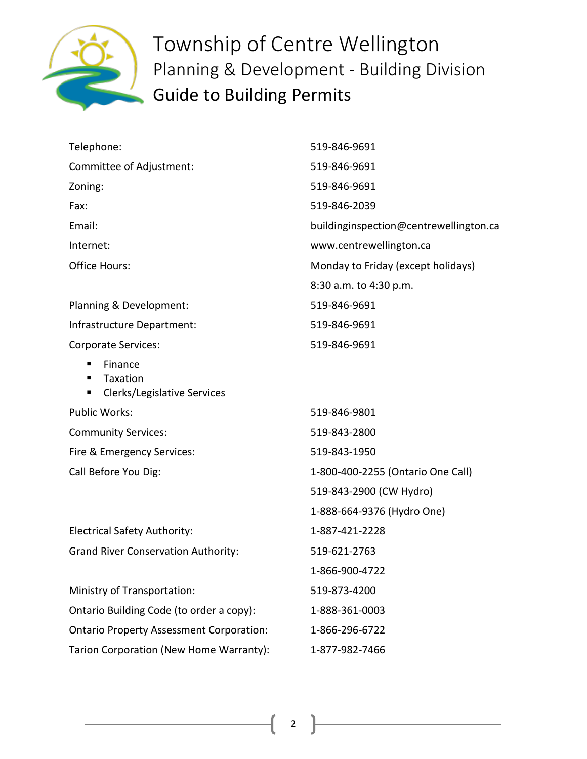# Township of Centre Wellington
## Planning & Development - Building Division
## Guide to Building Permits

| | |
|---|---|
| Telephone: | 519-846-9691 |
| Committee of Adjustment: | 519-846-9691 |
| Zoning: | 519-846-9691 |
| Fax: | 519-846-2039 |
| Email: | buildinginspection@centrewellington.ca |
| Internet: | www.centrewellington.ca |
| Office Hours: | Monday to Friday (except holidays) |
| | 8:30 a.m. to 4:30 p.m. |
| Planning & Development: | 519-846-9691 |
| Infrastructure Department: | 519-846-9691 |
| Corporate Services: ▪ Finance ▪ Taxation ▪ Clerks/Legislative Services | 519-846-9691 |
| Public Works: | 519-846-9801 |
| Community Services: | 519-843-2800 |
| Fire & Emergency Services: | 519-843-1950 |
| Call Before You Dig: | 1-800-400-2255 (Ontario One Call) |
| | 519-843-2900 (CW Hydro) |
| | 1-888-664-9376 (Hydro One) |
| Electrical Safety Authority: | 1-887-421-2228 |
| Grand River Conservation Authority: | 519-621-2763 |
| | 1-866-900-4722 |
| Ministry of Transportation: | 519-873-4200 |
| Ontario Building Code (to order a copy): | 1-888-361-0003 |
| Ontario Property Assessment Corporation: | 1-866-296-6722 |
| Tarion Corporation (New Home Warranty): | 1-877-982-7466 |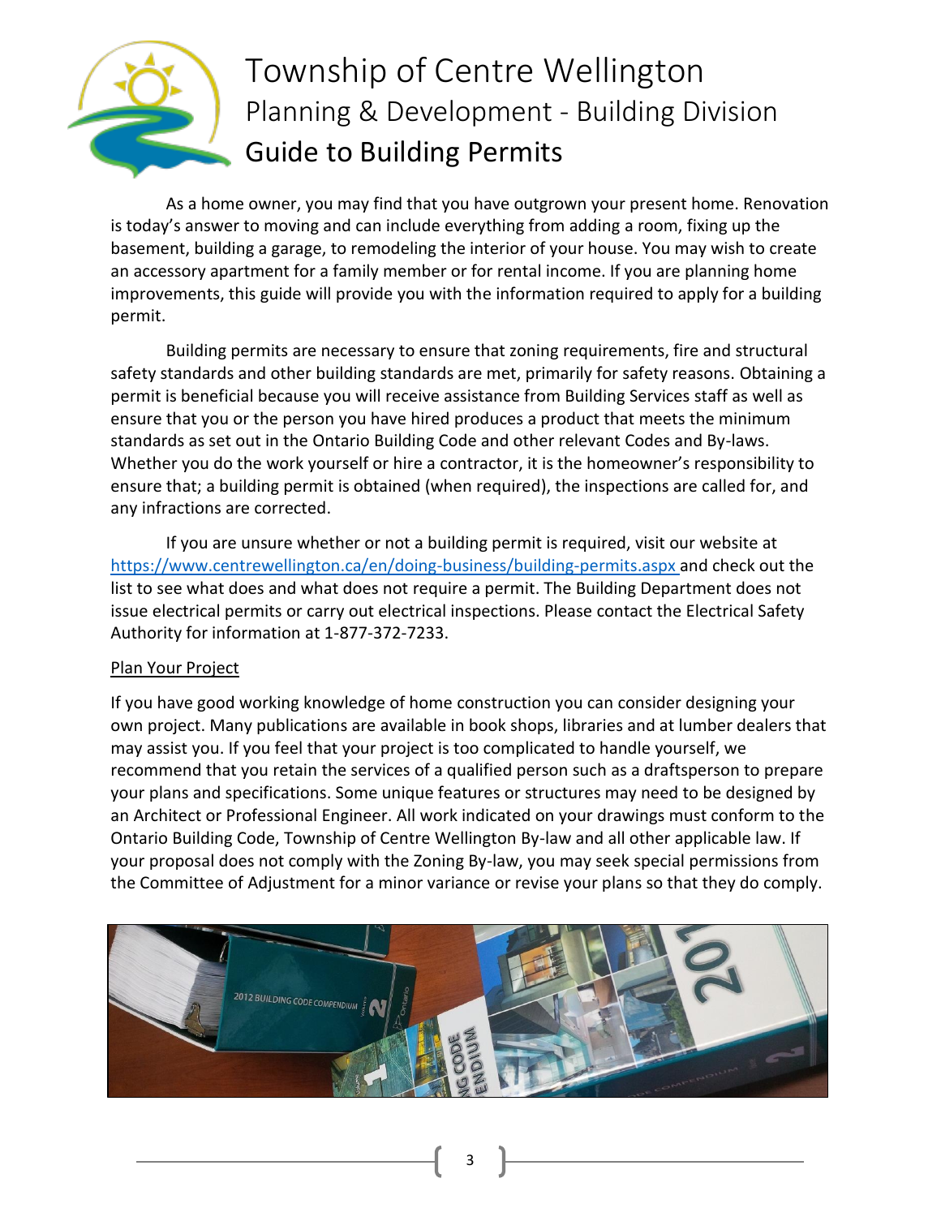# Township of Centre Wellington

## Planning & Development - Building Division

## Guide to Building Permits

As a home owner, you may find that you have outgrown your present home. Renovation is today's answer to moving and can include everything from adding a room, fixing up the basement, building a garage, to remodeling the interior of your house. You may wish to create an accessory apartment for a family member or for rental income. If you are planning home improvements, this guide will provide you with the information required to apply for a building permit.

Building permits are necessary to ensure that zoning requirements, fire and structural safety standards and other building standards are met, primarily for safety reasons. Obtaining a permit is beneficial because you will receive assistance from Building Services staff as well as ensure that you or the person you have hired produces a product that meets the minimum standards as set out in the Ontario Building Code and other relevant Codes and By-laws. Whether you do the work yourself or hire a contractor, it is the homeowner's responsibility to ensure that; a building permit is obtained (when required), the inspections are called for, and any infractions are corrected.

If you are unsure whether or not a building permit is required, visit our website at https://www.centrewellington.ca/en/doing-business/building-permits.aspx and check out the list to see what does and what does not require a permit. The Building Department does not issue electrical permits or carry out electrical inspections. Please contact the Electrical Safety Authority for information at 1-877-372-7233.

### Plan Your Project

If you have good working knowledge of home construction you can consider designing your own project. Many publications are available in book shops, libraries and at lumber dealers that may assist you. If you feel that your project is too complicated to handle yourself, we recommend that you retain the services of a qualified person such as a draftsperson to prepare your plans and specifications. Some unique features or structures may need to be designed by an Architect or Professional Engineer. All work indicated on your drawings must conform to the Ontario Building Code, Township of Centre Wellington By-law and all other applicable law. If your proposal does not comply with the Zoning By-law, you may seek special permissions from the Committee of Adjustment for a minor variance or revise your plans so that they do comply.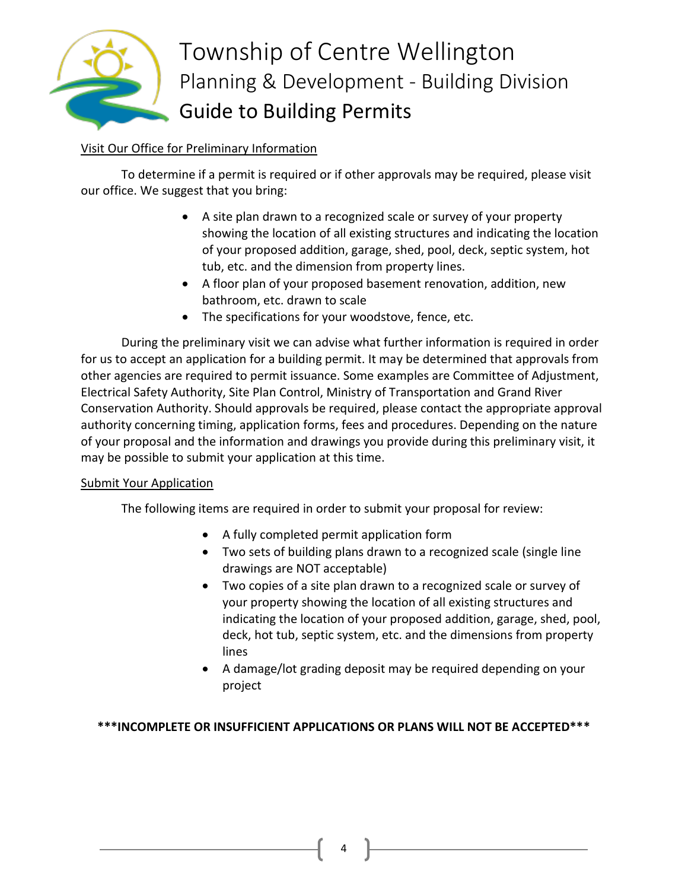# Township of Centre Wellington
## Planning & Development - Building Division
## Guide to Building Permits

Visit Our Office for Preliminary Information

To determine if a permit is required or if other approvals may be required, please visit our office. We suggest that you bring:

- A site plan drawn to a recognized scale or survey of your property showing the location of all existing structures and indicating the location of your proposed addition, garage, shed, pool, deck, septic system, hot tub, etc. and the dimension from property lines.
- A floor plan of your proposed basement renovation, addition, new bathroom, etc. drawn to scale
- The specifications for your woodstove, fence, etc.

During the preliminary visit we can advise what further information is required in order for us to accept an application for a building permit. It may be determined that approvals from other agencies are required to permit issuance. Some examples are Committee of Adjustment, Electrical Safety Authority, Site Plan Control, Ministry of Transportation and Grand River Conservation Authority. Should approvals be required, please contact the appropriate approval authority concerning timing, application forms, fees and procedures. Depending on the nature of your proposal and the information and drawings you provide during this preliminary visit, it may be possible to submit your application at this time.

Submit Your Application

The following items are required in order to submit your proposal for review:

- A fully completed permit application form
- Two sets of building plans drawn to a recognized scale (single line drawings are NOT acceptable)
- Two copies of a site plan drawn to a recognized scale or survey of your property showing the location of all existing structures and indicating the location of your proposed addition, garage, shed, pool, deck, hot tub, septic system, etc. and the dimensions from property lines
- A damage/lot grading deposit may be required depending on your project

**\*\*\*INCOMPLETE OR INSUFFICIENT APPLICATIONS OR PLANS WILL NOT BE ACCEPTED\*\*\***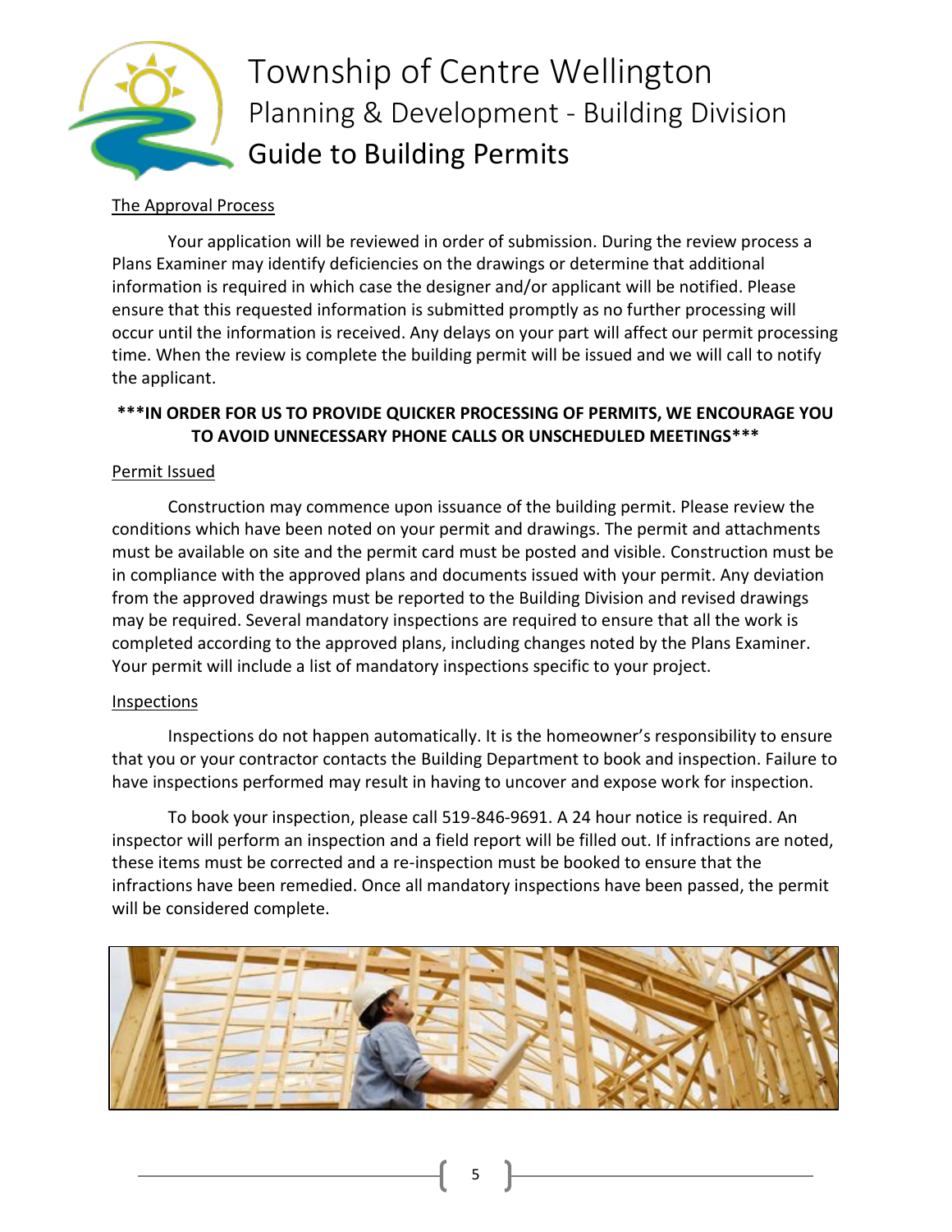# Township of Centre Wellington

## Planning & Development - Building Division

## Guide to Building Permits

### The Approval Process

Your application will be reviewed in order of submission. During the review process a Plans Examiner may identify deficiencies on the drawings or determine that additional information is required in which case the designer and/or applicant will be notified. Please ensure that this requested information is submitted promptly as no further processing will occur until the information is received. Any delays on your part will affect our permit processing time. When the review is complete the building permit will be issued and we will call to notify the applicant.

**\*\*\*IN ORDER FOR US TO PROVIDE QUICKER PROCESSING OF PERMITS, WE ENCOURAGE YOU TO AVOID UNNECESSARY PHONE CALLS OR UNSCHEDULED MEETINGS\*\*\***

### Permit Issued

Construction may commence upon issuance of the building permit. Please review the conditions which have been noted on your permit and drawings. The permit and attachments must be available on site and the permit card must be posted and visible. Construction must be in compliance with the approved plans and documents issued with your permit. Any deviation from the approved drawings must be reported to the Building Division and revised drawings may be required. Several mandatory inspections are required to ensure that all the work is completed according to the approved plans, including changes noted by the Plans Examiner. Your permit will include a list of mandatory inspections specific to your project.

### Inspections

Inspections do not happen automatically. It is the homeowner's responsibility to ensure that you or your contractor contacts the Building Department to book and inspection. Failure to have inspections performed may result in having to uncover and expose work for inspection.

To book your inspection, please call 519-846-9691. A 24 hour notice is required. An inspector will perform an inspection and a field report will be filled out. If infractions are noted, these items must be corrected and a re-inspection must be booked to ensure that the infractions have been remedied. Once all mandatory inspections have been passed, the permit will be considered complete.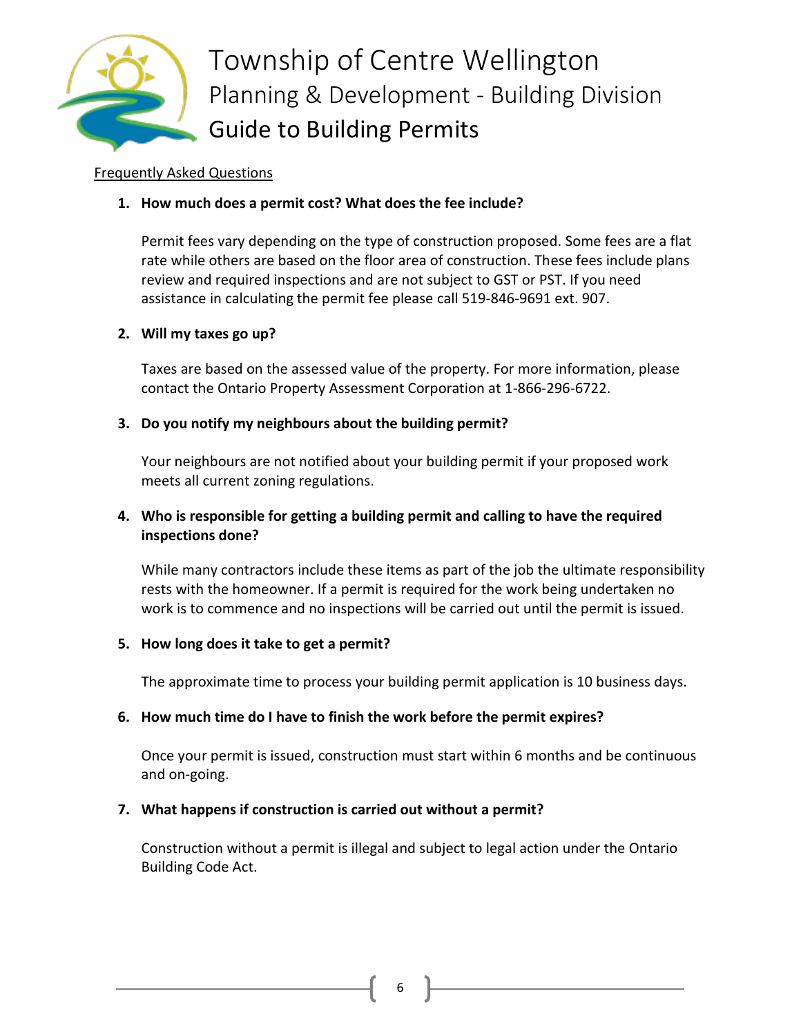# Township of Centre Wellington

## Planning & Development - Building Division

## Guide to Building Permits

Frequently Asked Questions

1. **How much does a permit cost? What does the fee include?**

   Permit fees vary depending on the type of construction proposed. Some fees are a flat rate while others are based on the floor area of construction. These fees include plans review and required inspections and are not subject to GST or PST. If you need assistance in calculating the permit fee please call 519-846-9691 ext. 907.

2. **Will my taxes go up?**

   Taxes are based on the assessed value of the property. For more information, please contact the Ontario Property Assessment Corporation at 1-866-296-6722.

3. **Do you notify my neighbours about the building permit?**

   Your neighbours are not notified about your building permit if your proposed work meets all current zoning regulations.

4. **Who is responsible for getting a building permit and calling to have the required inspections done?**

   While many contractors include these items as part of the job the ultimate responsibility rests with the homeowner. If a permit is required for the work being undertaken no work is to commence and no inspections will be carried out until the permit is issued.

5. **How long does it take to get a permit?**

   The approximate time to process your building permit application is 10 business days.

6. **How much time do I have to finish the work before the permit expires?**

   Once your permit is issued, construction must start within 6 months and be continuous and on-going.

7. **What happens if construction is carried out without a permit?**

   Construction without a permit is illegal and subject to legal action under the Ontario Building Code Act.